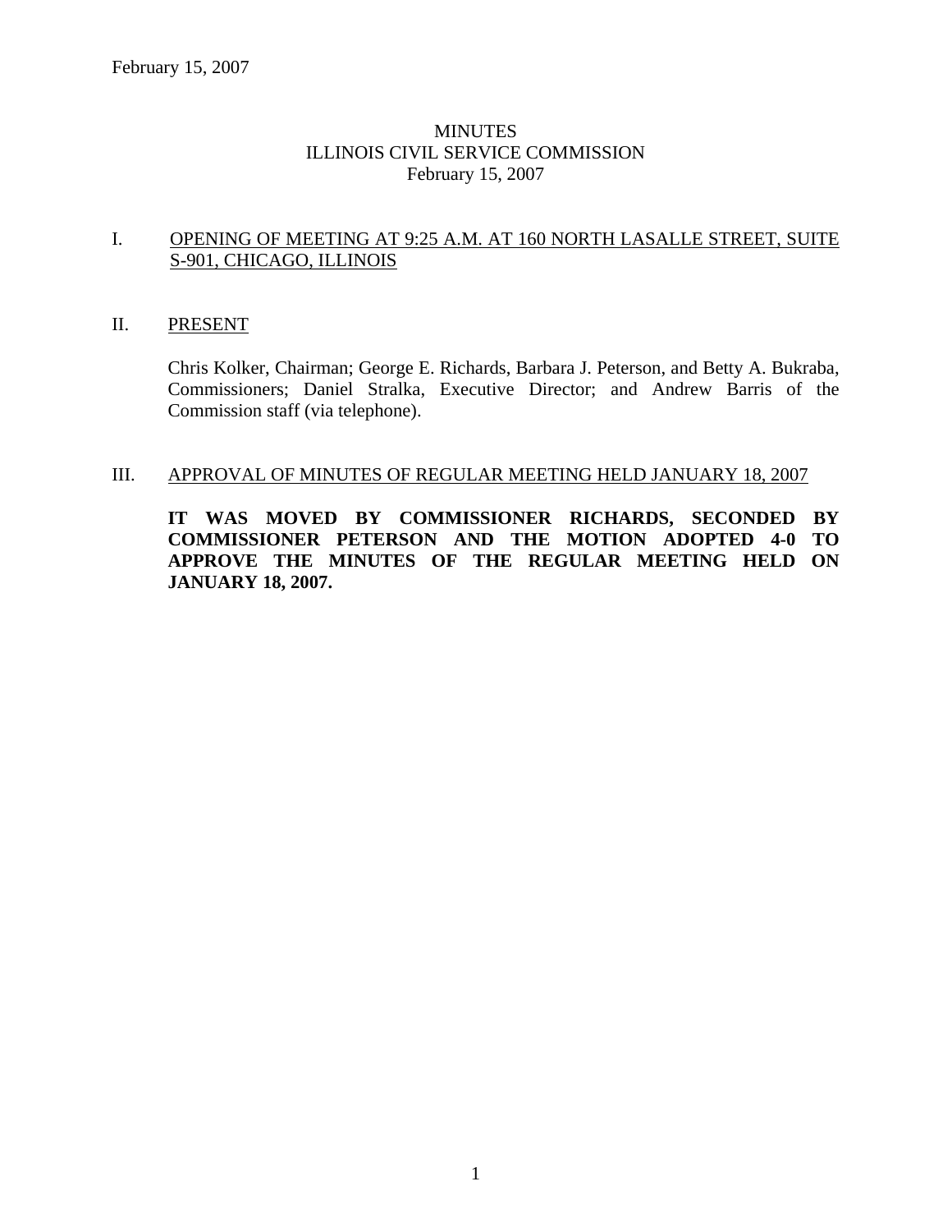# MINUTES
# ILLINOIS CIVIL SERVICE COMMISSION
# February 15, 2007

## I. OPENING OF MEETING AT 9:25 A.M. AT 160 NORTH LASALLE STREET, SUITE S-901, CHICAGO, ILLINOIS

## II. PRESENT

Chris Kolker, Chairman; George E. Richards, Barbara J. Peterson, and Betty A. Bukraba, Commissioners; Daniel Stralka, Executive Director; and Andrew Barris of the Commission staff (via telephone).

## III. APPROVAL OF MINUTES OF REGULAR MEETING HELD JANUARY 18, 2007

**IT WAS MOVED BY COMMISSIONER RICHARDS, SECONDED BY COMMISSIONER PETERSON AND THE MOTION ADOPTED 4-0 TO APPROVE THE MINUTES OF THE REGULAR MEETING HELD ON JANUARY 18, 2007.**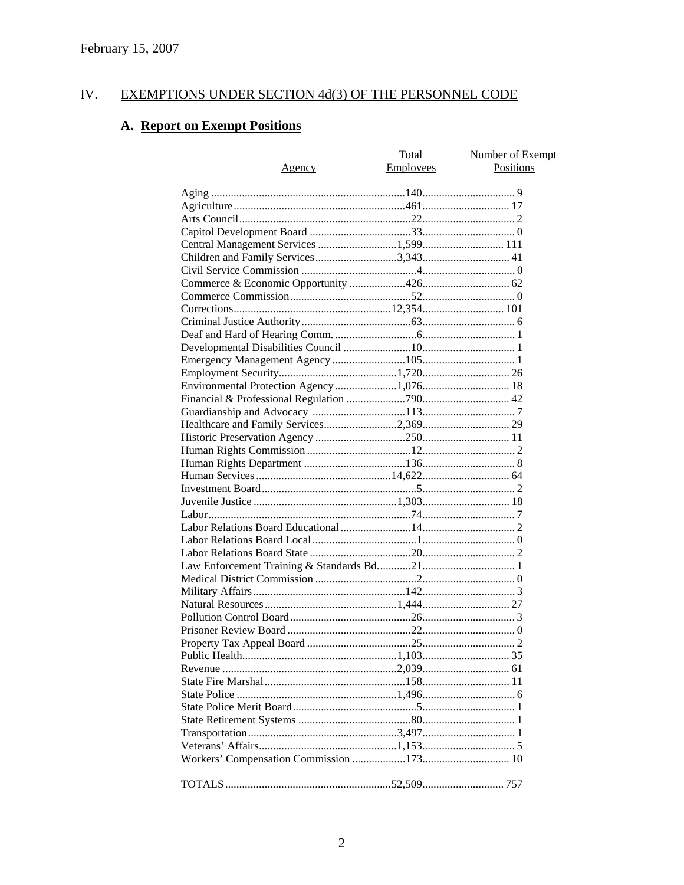February 15, 2007

## IV. EXEMPTIONS UNDER SECTION 4d(3) OF THE PERSONNEL CODE

### A. Report on Exempt Positions

| Agency | Total Employees | Number of Exempt Positions |
|---|---|---|
| Aging | 140 | 9 |
| Agriculture | 461 | 17 |
| Arts Council | 22 | 2 |
| Capitol Development Board | 33 | 0 |
| Central Management Services | 1,599 | 111 |
| Children and Family Services | 3,343 | 41 |
| Civil Service Commission | 4 | 0 |
| Commerce & Economic Opportunity | 426 | 62 |
| Commerce Commission | 52 | 0 |
| Corrections | 12,354 | 101 |
| Criminal Justice Authority | 63 | 6 |
| Deaf and Hard of Hearing Comm. | 6 | 1 |
| Developmental Disabilities Council | 10 | 1 |
| Emergency Management Agency | 105 | 1 |
| Employment Security | 1,720 | 26 |
| Environmental Protection Agency | 1,076 | 18 |
| Financial & Professional Regulation | 790 | 42 |
| Guardianship and Advocacy | 113 | 7 |
| Healthcare and Family Services | 2,369 | 29 |
| Historic Preservation Agency | 250 | 11 |
| Human Rights Commission | 12 | 2 |
| Human Rights Department | 136 | 8 |
| Human Services | 14,622 | 64 |
| Investment Board | 5 | 2 |
| Juvenile Justice | 1,303 | 18 |
| Labor | 74 | 7 |
| Labor Relations Board Educational | 14 | 2 |
| Labor Relations Board Local | 1 | 0 |
| Labor Relations Board State | 20 | 2 |
| Law Enforcement Training & Standards Bd. | 21 | 1 |
| Medical District Commission | 2 | 0 |
| Military Affairs | 142 | 3 |
| Natural Resources | 1,444 | 27 |
| Pollution Control Board | 26 | 3 |
| Prisoner Review Board | 22 | 0 |
| Property Tax Appeal Board | 25 | 2 |
| Public Health | 1,103 | 35 |
| Revenue | 2,039 | 61 |
| State Fire Marshal | 158 | 11 |
| State Police | 1,496 | 6 |
| State Police Merit Board | 5 | 1 |
| State Retirement Systems | 80 | 1 |
| Transportation | 3,497 | 1 |
| Veterans' Affairs | 1,153 | 5 |
| Workers' Compensation Commission | 173 | 10 |
| TOTALS | 52,509 | 757 |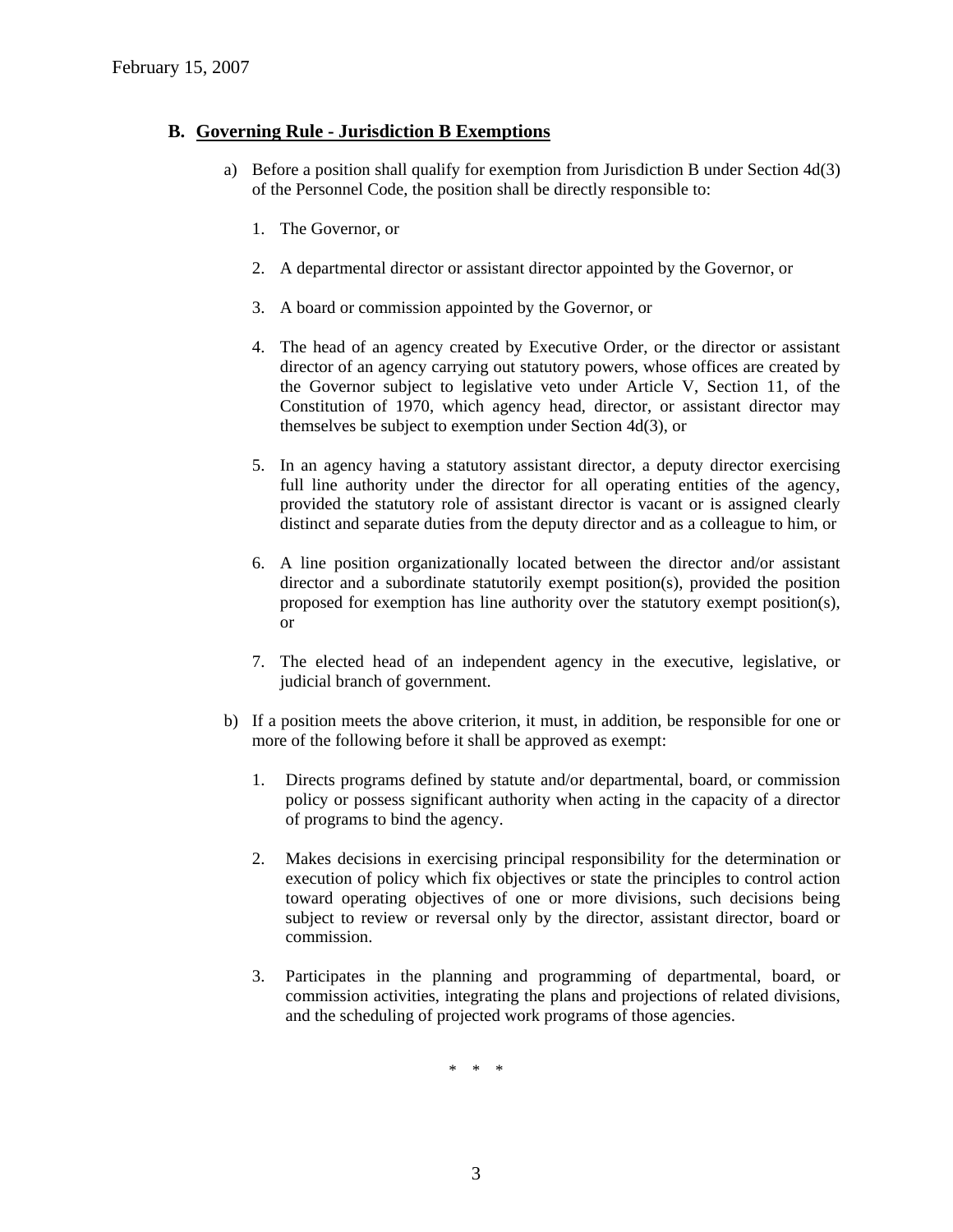## B. Governing Rule - Jurisdiction B Exemptions

a) Before a position shall qualify for exemption from Jurisdiction B under Section 4d(3) of the Personnel Code, the position shall be directly responsible to:

1. The Governor, or

2. A departmental director or assistant director appointed by the Governor, or

3. A board or commission appointed by the Governor, or

4. The head of an agency created by Executive Order, or the director or assistant director of an agency carrying out statutory powers, whose offices are created by the Governor subject to legislative veto under Article V, Section 11, of the Constitution of 1970, which agency head, director, or assistant director may themselves be subject to exemption under Section 4d(3), or

5. In an agency having a statutory assistant director, a deputy director exercising full line authority under the director for all operating entities of the agency, provided the statutory role of assistant director is vacant or is assigned clearly distinct and separate duties from the deputy director and as a colleague to him, or

6. A line position organizationally located between the director and/or assistant director and a subordinate statutorily exempt position(s), provided the position proposed for exemption has line authority over the statutory exempt position(s), or

7. The elected head of an independent agency in the executive, legislative, or judicial branch of government.

b) If a position meets the above criterion, it must, in addition, be responsible for one or more of the following before it shall be approved as exempt:

1. Directs programs defined by statute and/or departmental, board, or commission policy or possess significant authority when acting in the capacity of a director of programs to bind the agency.

2. Makes decisions in exercising principal responsibility for the determination or execution of policy which fix objectives or state the principles to control action toward operating objectives of one or more divisions, such decisions being subject to review or reversal only by the director, assistant director, board or commission.

3. Participates in the planning and programming of departmental, board, or commission activities, integrating the plans and projections of related divisions, and the scheduling of projected work programs of those agencies.

\* \* \*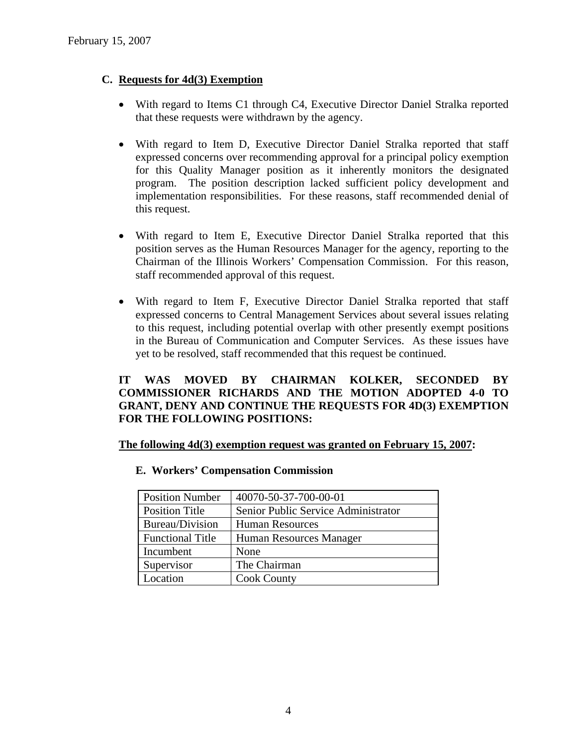February 15, 2007

## C. Requests for 4d(3) Exemption

- With regard to Items C1 through C4, Executive Director Daniel Stralka reported that these requests were withdrawn by the agency.
- With regard to Item D, Executive Director Daniel Stralka reported that staff expressed concerns over recommending approval for a principal policy exemption for this Quality Manager position as it inherently monitors the designated program. The position description lacked sufficient policy development and implementation responsibilities. For these reasons, staff recommended denial of this request.
- With regard to Item E, Executive Director Daniel Stralka reported that this position serves as the Human Resources Manager for the agency, reporting to the Chairman of the Illinois Workers' Compensation Commission. For this reason, staff recommended approval of this request.
- With regard to Item F, Executive Director Daniel Stralka reported that staff expressed concerns to Central Management Services about several issues relating to this request, including potential overlap with other presently exempt positions in the Bureau of Communication and Computer Services. As these issues have yet to be resolved, staff recommended that this request be continued.

**IT WAS MOVED BY CHAIRMAN KOLKER, SECONDED BY COMMISSIONER RICHARDS AND THE MOTION ADOPTED 4-0 TO GRANT, DENY AND CONTINUE THE REQUESTS FOR 4D(3) EXEMPTION FOR THE FOLLOWING POSITIONS:**

**The following 4d(3) exemption request was granted on February 15, 2007:**

**E. Workers' Compensation Commission**

| Position Number | 40070-50-37-700-00-01 |
|---|---|
| Position Title | Senior Public Service Administrator |
| Bureau/Division | Human Resources |
| Functional Title | Human Resources Manager |
| Incumbent | None |
| Supervisor | The Chairman |
| Location | Cook County |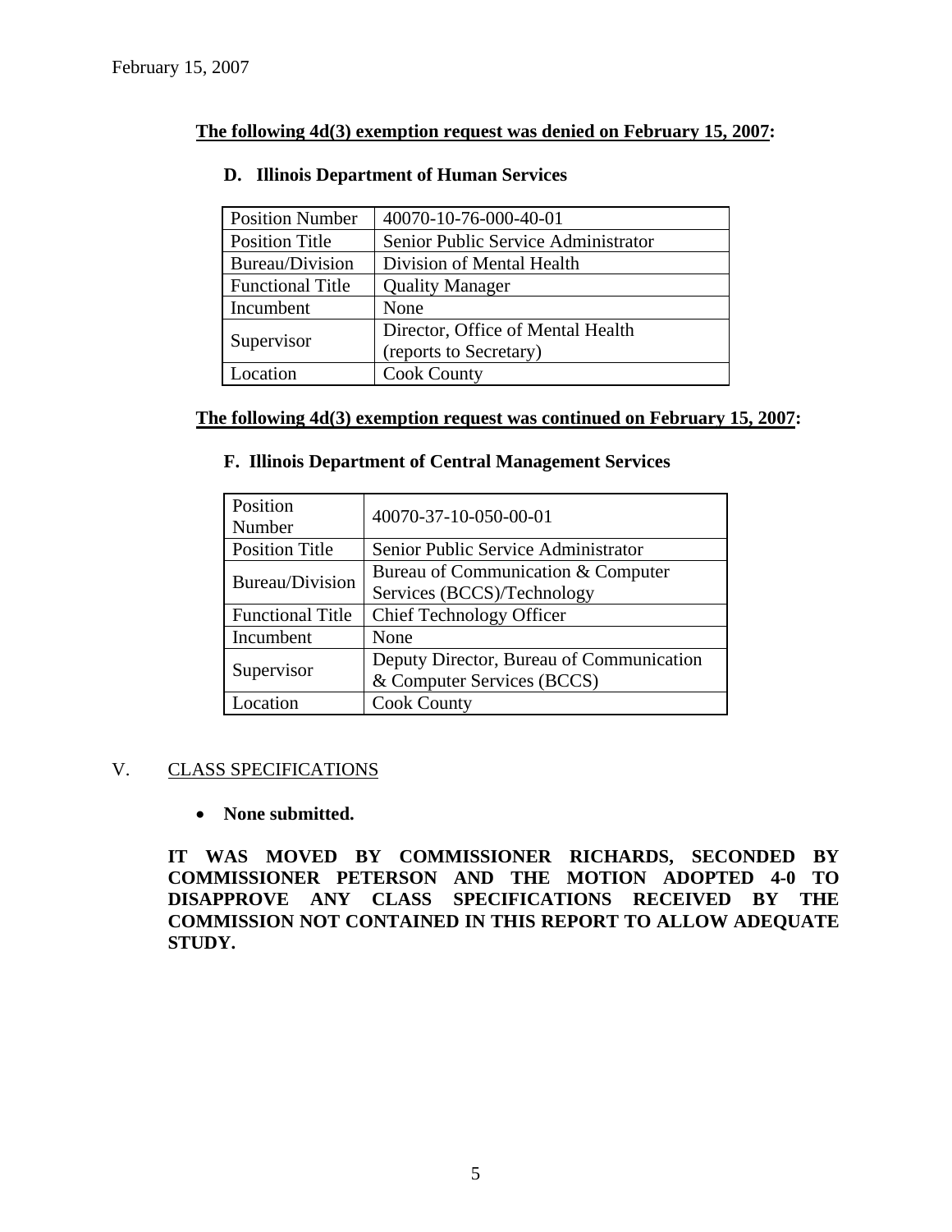**The following 4d(3) exemption request was denied on February 15, 2007:**

**D. Illinois Department of Human Services**

| Position Number | 40070-10-76-000-40-01 |
|---|---|
| Position Title | Senior Public Service Administrator |
| Bureau/Division | Division of Mental Health |
| Functional Title | Quality Manager |
| Incumbent | None |
| Supervisor | Director, Office of Mental Health (reports to Secretary) |
| Location | Cook County |

**The following 4d(3) exemption request was continued on February 15, 2007:**

**F. Illinois Department of Central Management Services**

| Position Number | 40070-37-10-050-00-01 |
|---|---|
| Position Title | Senior Public Service Administrator |
| Bureau/Division | Bureau of Communication & Computer Services (BCCS)/Technology |
| Functional Title | Chief Technology Officer |
| Incumbent | None |
| Supervisor | Deputy Director, Bureau of Communication & Computer Services (BCCS) |
| Location | Cook County |

## V. CLASS SPECIFICATIONS

- **None submitted.**

**IT WAS MOVED BY COMMISSIONER RICHARDS, SECONDED BY COMMISSIONER PETERSON AND THE MOTION ADOPTED 4-0 TO DISAPPROVE ANY CLASS SPECIFICATIONS RECEIVED BY THE COMMISSION NOT CONTAINED IN THIS REPORT TO ALLOW ADEQUATE STUDY.**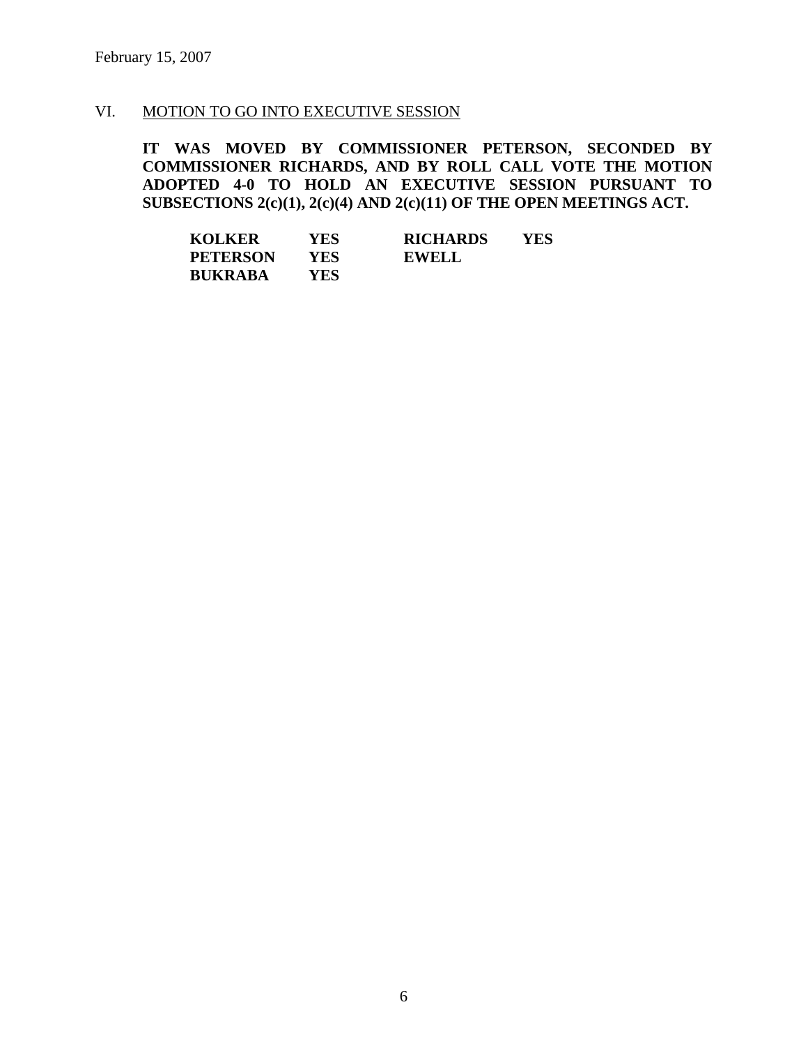February 15, 2007

VI. MOTION TO GO INTO EXECUTIVE SESSION

**IT WAS MOVED BY COMMISSIONER PETERSON, SECONDED BY COMMISSIONER RICHARDS, AND BY ROLL CALL VOTE THE MOTION ADOPTED 4-0 TO HOLD AN EXECUTIVE SESSION PURSUANT TO SUBSECTIONS 2(c)(1), 2(c)(4) AND 2(c)(11) OF THE OPEN MEETINGS ACT.**

| | | | |
|---|---|---|---|
| **KOLKER** | **YES** | **RICHARDS** | **YES** |
| **PETERSON** | **YES** | **EWELL** | |
| **BUKRABA** | **YES** | | |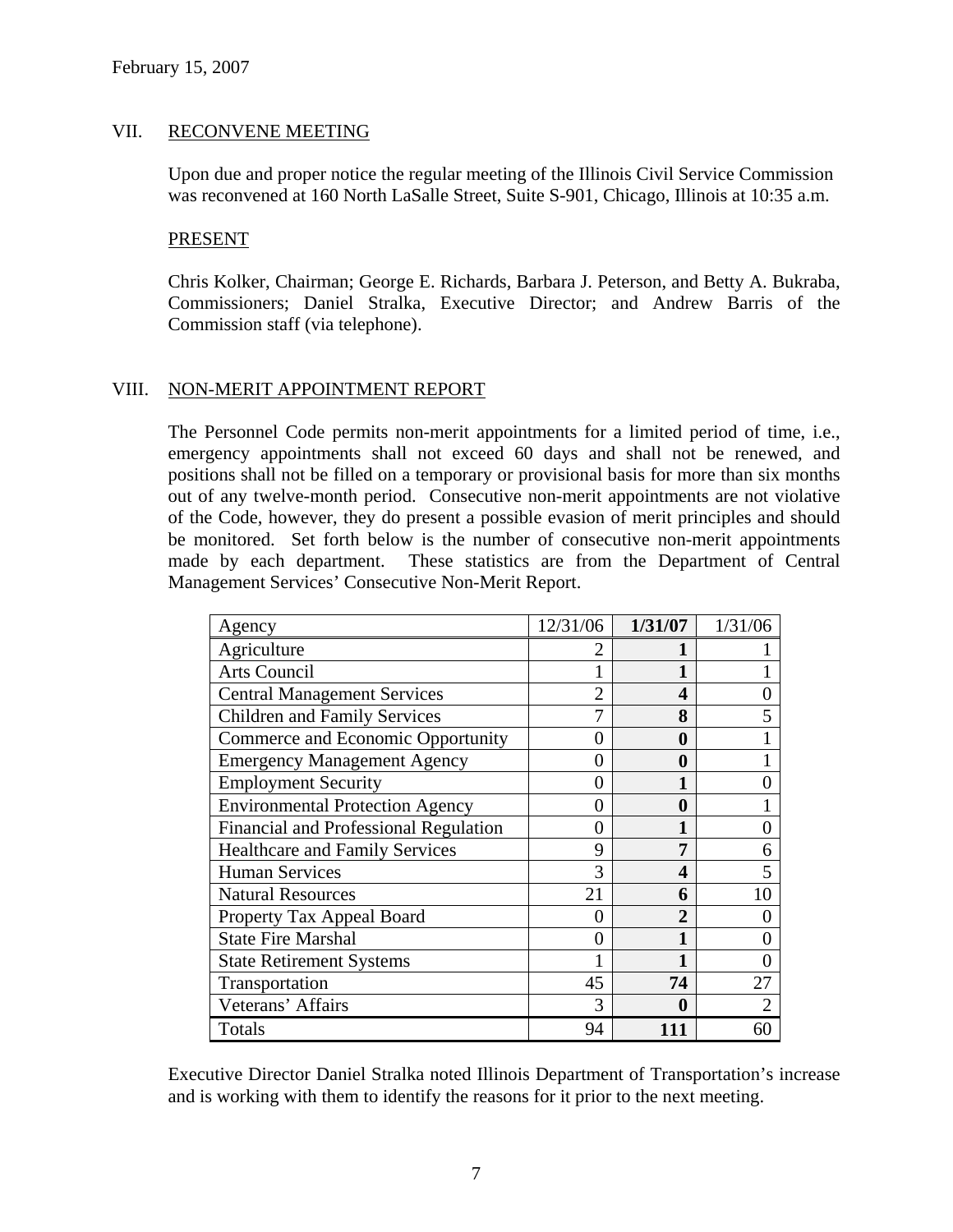February 15, 2007

## VII. RECONVENE MEETING

Upon due and proper notice the regular meeting of the Illinois Civil Service Commission was reconvened at 160 North LaSalle Street, Suite S-901, Chicago, Illinois at 10:35 a.m.

### PRESENT

Chris Kolker, Chairman; George E. Richards, Barbara J. Peterson, and Betty A. Bukraba, Commissioners; Daniel Stralka, Executive Director; and Andrew Barris of the Commission staff (via telephone).

## VIII. NON-MERIT APPOINTMENT REPORT

The Personnel Code permits non-merit appointments for a limited period of time, i.e., emergency appointments shall not exceed 60 days and shall not be renewed, and positions shall not be filled on a temporary or provisional basis for more than six months out of any twelve-month period. Consecutive non-merit appointments are not violative of the Code, however, they do present a possible evasion of merit principles and should be monitored. Set forth below is the number of consecutive non-merit appointments made by each department. These statistics are from the Department of Central Management Services' Consecutive Non-Merit Report.

| Agency | 12/31/06 | **1/31/07** | 1/31/06 |
|---|---|---|---|
| Agriculture | 2 | **1** | 1 |
| Arts Council | 1 | **1** | 1 |
| Central Management Services | 2 | **4** | 0 |
| Children and Family Services | 7 | **8** | 5 |
| Commerce and Economic Opportunity | 0 | **0** | 1 |
| Emergency Management Agency | 0 | **0** | 1 |
| Employment Security | 0 | **1** | 0 |
| Environmental Protection Agency | 0 | **0** | 1 |
| Financial and Professional Regulation | 0 | **1** | 0 |
| Healthcare and Family Services | 9 | **7** | 6 |
| Human Services | 3 | **4** | 5 |
| Natural Resources | 21 | **6** | 10 |
| Property Tax Appeal Board | 0 | **2** | 0 |
| State Fire Marshal | 0 | **1** | 0 |
| State Retirement Systems | 1 | **1** | 0 |
| Transportation | 45 | **74** | 27 |
| Veterans' Affairs | 3 | **0** | 2 |
| Totals | 94 | **111** | 60 |

Executive Director Daniel Stralka noted Illinois Department of Transportation's increase and is working with them to identify the reasons for it prior to the next meeting.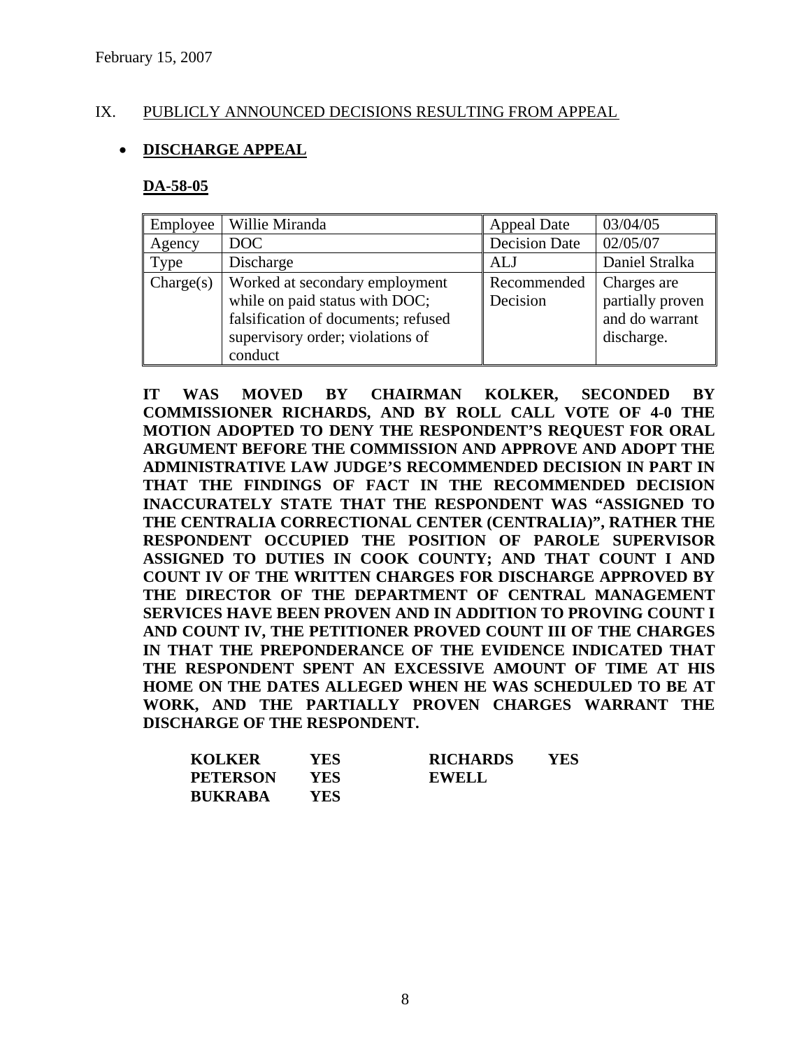February 15, 2007

## IX. PUBLICLY ANNOUNCED DECISIONS RESULTING FROM APPEAL

- **DISCHARGE APPEAL**

### DA-58-05

| Employee | Willie Miranda | Appeal Date | 03/04/05 |
|---|---|---|---|
| Agency | DOC | Decision Date | 02/05/07 |
| Type | Discharge | ALJ | Daniel Stralka |
| Charge(s) | Worked at secondary employment while on paid status with DOC; falsification of documents; refused supervisory order; violations of conduct | Recommended Decision | Charges are partially proven and do warrant discharge. |

**IT WAS MOVED BY CHAIRMAN KOLKER, SECONDED BY COMMISSIONER RICHARDS, AND BY ROLL CALL VOTE OF 4-0 THE MOTION ADOPTED TO DENY THE RESPONDENT'S REQUEST FOR ORAL ARGUMENT BEFORE THE COMMISSION AND APPROVE AND ADOPT THE ADMINISTRATIVE LAW JUDGE'S RECOMMENDED DECISION IN PART IN THAT THE FINDINGS OF FACT IN THE RECOMMENDED DECISION INACCURATELY STATE THAT THE RESPONDENT WAS "ASSIGNED TO THE CENTRALIA CORRECTIONAL CENTER (CENTRALIA)", RATHER THE RESPONDENT OCCUPIED THE POSITION OF PAROLE SUPERVISOR ASSIGNED TO DUTIES IN COOK COUNTY; AND THAT COUNT I AND COUNT IV OF THE WRITTEN CHARGES FOR DISCHARGE APPROVED BY THE DIRECTOR OF THE DEPARTMENT OF CENTRAL MANAGEMENT SERVICES HAVE BEEN PROVEN AND IN ADDITION TO PROVING COUNT I AND COUNT IV, THE PETITIONER PROVED COUNT III OF THE CHARGES IN THAT THE PREPONDERANCE OF THE EVIDENCE INDICATED THAT THE RESPONDENT SPENT AN EXCESSIVE AMOUNT OF TIME AT HIS HOME ON THE DATES ALLEGED WHEN HE WAS SCHEDULED TO BE AT WORK, AND THE PARTIALLY PROVEN CHARGES WARRANT THE DISCHARGE OF THE RESPONDENT.**

| | | | |
|---|---|---|---|
| **KOLKER** | **YES** | **RICHARDS** | **YES** |
| **PETERSON** | **YES** | **EWELL** | |
| **BUKRABA** | **YES** | | |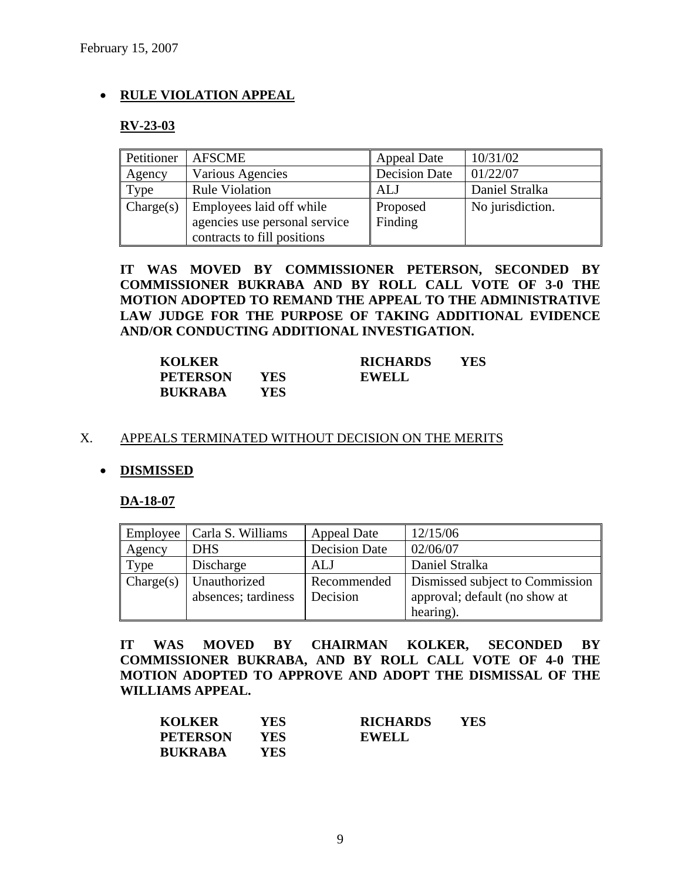- **RULE VIOLATION APPEAL**

**RV-23-03**

| Petitioner | AFSCME | Appeal Date | 10/31/02 |
|---|---|---|---|
| Agency | Various Agencies | Decision Date | 01/22/07 |
| Type | Rule Violation | ALJ | Daniel Stralka |
| Charge(s) | Employees laid off while agencies use personal service contracts to fill positions | Proposed Finding | No jurisdiction. |

**IT WAS MOVED BY COMMISSIONER PETERSON, SECONDED BY COMMISSIONER BUKRABA AND BY ROLL CALL VOTE OF 3-0 THE MOTION ADOPTED TO REMAND THE APPEAL TO THE ADMINISTRATIVE LAW JUDGE FOR THE PURPOSE OF TAKING ADDITIONAL EVIDENCE AND/OR CONDUCTING ADDITIONAL INVESTIGATION.**

| | | | |
|---|---|---|---|
| **KOLKER** | | **RICHARDS** | **YES** |
| **PETERSON** | **YES** | **EWELL** | |
| **BUKRABA** | **YES** | | |

X. APPEALS TERMINATED WITHOUT DECISION ON THE MERITS

- **DISMISSED**

**DA-18-07**

| Employee | Carla S. Williams | Appeal Date | 12/15/06 |
|---|---|---|---|
| Agency | DHS | Decision Date | 02/06/07 |
| Type | Discharge | ALJ | Daniel Stralka |
| Charge(s) | Unauthorized absences; tardiness | Recommended Decision | Dismissed subject to Commission approval; default (no show at hearing). |

**IT WAS MOVED BY CHAIRMAN KOLKER, SECONDED BY COMMISSIONER BUKRABA, AND BY ROLL CALL VOTE OF 4-0 THE MOTION ADOPTED TO APPROVE AND ADOPT THE DISMISSAL OF THE WILLIAMS APPEAL.**

| | | | |
|---|---|---|---|
| **KOLKER** | **YES** | **RICHARDS** | **YES** |
| **PETERSON** | **YES** | **EWELL** | |
| **BUKRABA** | **YES** | | |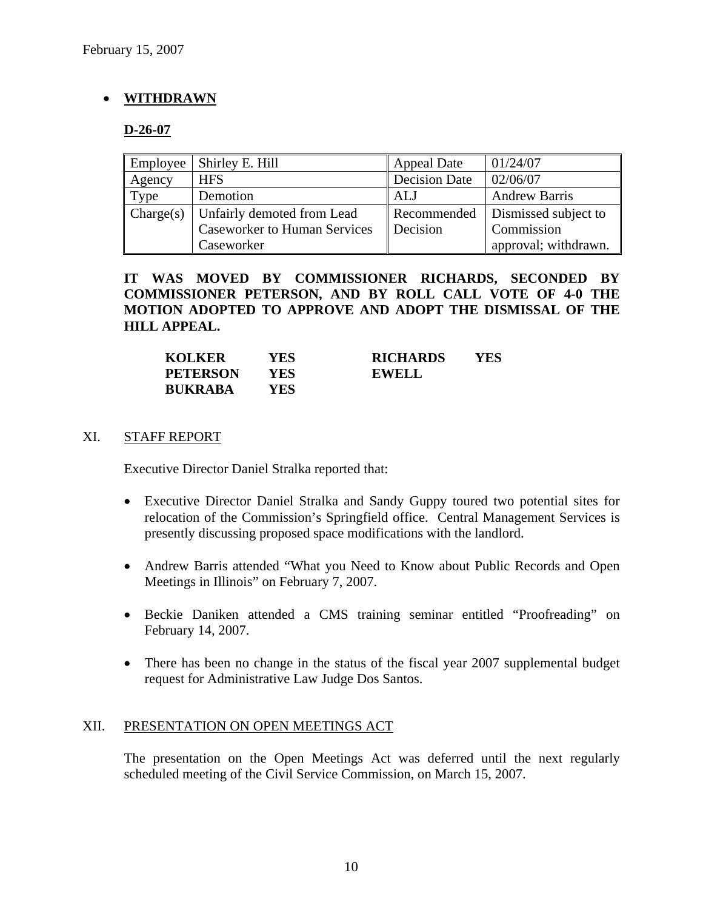February 15, 2007

- **WITHDRAWN**

**D-26-07**

| Employee | Shirley E. Hill | Appeal Date | 01/24/07 |
|---|---|---|---|
| Agency | HFS | Decision Date | 02/06/07 |
| Type | Demotion | ALJ | Andrew Barris |
| Charge(s) | Unfairly demoted from Lead Caseworker to Human Services Caseworker | Recommended Decision | Dismissed subject to Commission approval; withdrawn. |

**IT WAS MOVED BY COMMISSIONER RICHARDS, SECONDED BY COMMISSIONER PETERSON, AND BY ROLL CALL VOTE OF 4-0 THE MOTION ADOPTED TO APPROVE AND ADOPT THE DISMISSAL OF THE HILL APPEAL.**

| | | | |
|---|---|---|---|
| **KOLKER** | **YES** | **RICHARDS** | **YES** |
| **PETERSON** | **YES** | **EWELL** | |
| **BUKRABA** | **YES** | | |

## XI. STAFF REPORT

Executive Director Daniel Stralka reported that:

- Executive Director Daniel Stralka and Sandy Guppy toured two potential sites for relocation of the Commission's Springfield office. Central Management Services is presently discussing proposed space modifications with the landlord.
- Andrew Barris attended "What you Need to Know about Public Records and Open Meetings in Illinois" on February 7, 2007.
- Beckie Daniken attended a CMS training seminar entitled "Proofreading" on February 14, 2007.
- There has been no change in the status of the fiscal year 2007 supplemental budget request for Administrative Law Judge Dos Santos.

## XII. PRESENTATION ON OPEN MEETINGS ACT

The presentation on the Open Meetings Act was deferred until the next regularly scheduled meeting of the Civil Service Commission, on March 15, 2007.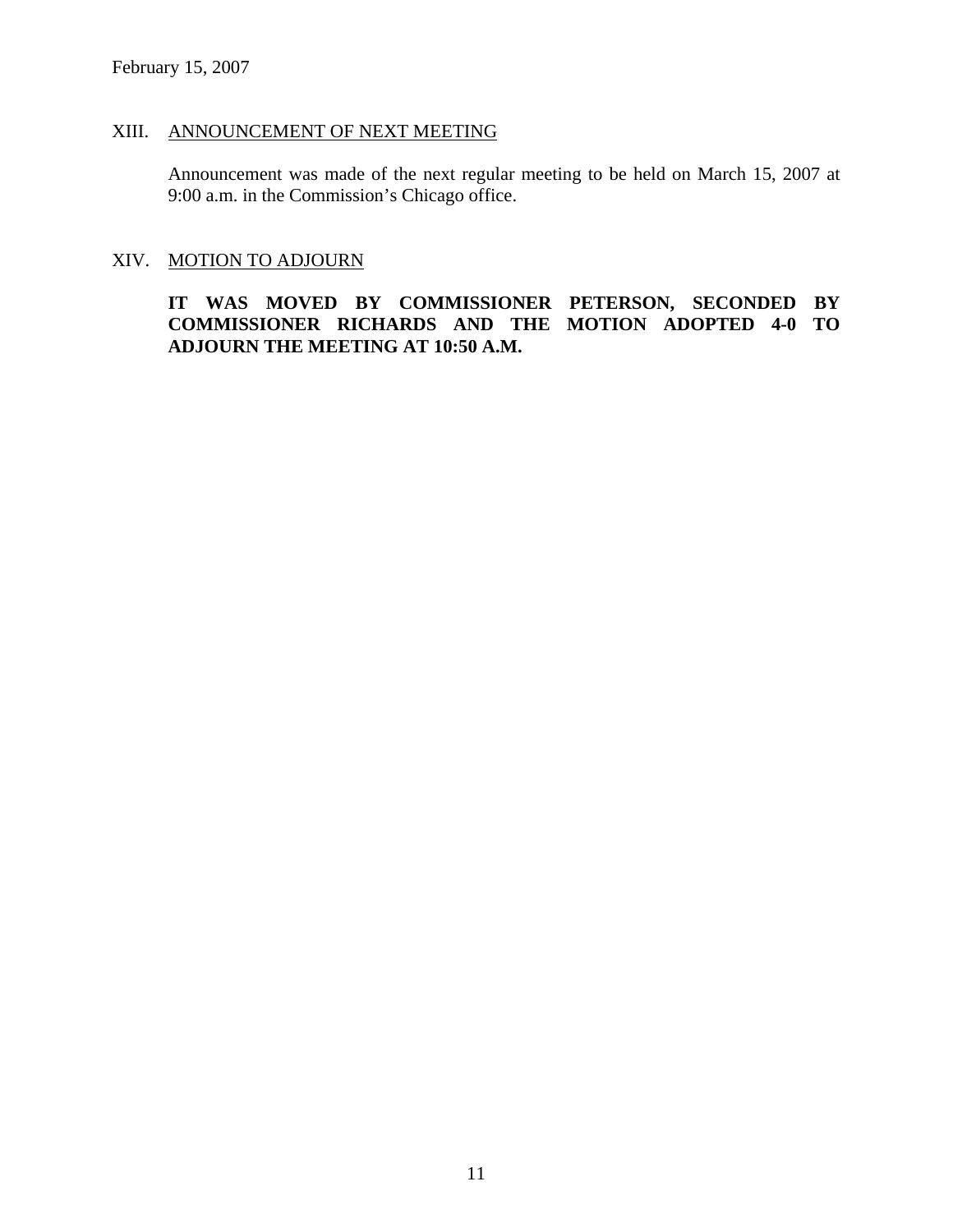## XIII. ANNOUNCEMENT OF NEXT MEETING

Announcement was made of the next regular meeting to be held on March 15, 2007 at 9:00 a.m. in the Commission's Chicago office.

## XIV. MOTION TO ADJOURN

**IT WAS MOVED BY COMMISSIONER PETERSON, SECONDED BY COMMISSIONER RICHARDS AND THE MOTION ADOPTED 4-0 TO ADJOURN THE MEETING AT 10:50 A.M.**